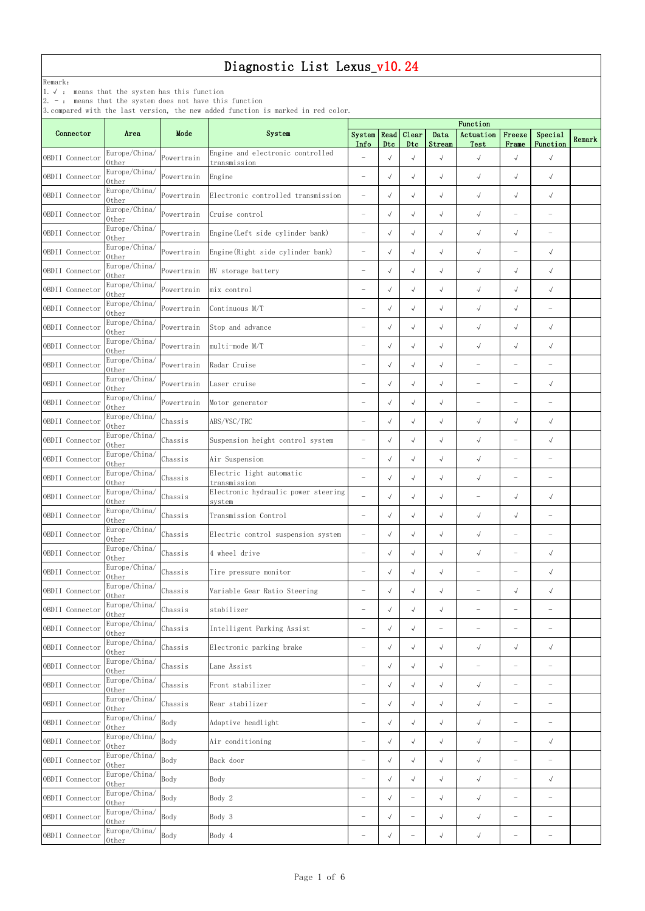# Diagnostic List Lexus_v10.24

Remark:
1. √ : means that the system has this function
2. – : means that the system does not have this function
3. compared with the last version, the new added function is marked in red color.

| Connector | Area | Mode | System | Function | | | | | | | Remark |
|---|---|---|---|---|---|---|---|---|---|---|---|
| | | | | System Info | Read Dtc | Clear Dtc | Data Stream | Actuation Test | Freeze Frame | Special Function | |
| OBDII Connector | Europe/China/Other | Powertrain | Engine and electronic controlled transmission | – | √ | √ | √ | √ | √ | √ | |
| OBDII Connector | Europe/China/Other | Powertrain | Engine | – | √ | √ | √ | √ | √ | √ | |
| OBDII Connector | Europe/China/Other | Powertrain | Electronic controlled transmission | – | √ | √ | √ | √ | √ | √ | |
| OBDII Connector | Europe/China/Other | Powertrain | Cruise control | – | √ | √ | √ | √ | – | – | |
| OBDII Connector | Europe/China/Other | Powertrain | Engine(Left side cylinder bank) | – | √ | √ | √ | √ | √ | – | |
| OBDII Connector | Europe/China/Other | Powertrain | Engine(Right side cylinder bank) | – | √ | √ | √ | √ | – | √ | |
| OBDII Connector | Europe/China/Other | Powertrain | HV storage battery | – | √ | √ | √ | √ | √ | √ | |
| OBDII Connector | Europe/China/Other | Powertrain | mix control | – | √ | √ | √ | √ | √ | √ | |
| OBDII Connector | Europe/China/Other | Powertrain | Continuous M/T | – | √ | √ | √ | √ | √ | – | |
| OBDII Connector | Europe/China/Other | Powertrain | Stop and advance | – | √ | √ | √ | √ | √ | √ | |
| OBDII Connector | Europe/China/Other | Powertrain | multi-mode M/T | – | √ | √ | √ | √ | √ | √ | |
| OBDII Connector | Europe/China/Other | Powertrain | Radar Cruise | – | √ | √ | √ | – | – | – | |
| OBDII Connector | Europe/China/Other | Powertrain | Laser cruise | – | √ | √ | √ | – | – | √ | |
| OBDII Connector | Europe/China/Other | Powertrain | Motor generator | – | √ | √ | √ | – | – | – | |
| OBDII Connector | Europe/China/Other | Chassis | ABS/VSC/TRC | – | √ | √ | √ | √ | √ | √ | |
| OBDII Connector | Europe/China/Other | Chassis | Suspension height control system | – | √ | √ | √ | √ | – | √ | |
| OBDII Connector | Europe/China/Other | Chassis | Air Suspension | – | √ | √ | √ | √ | – | – | |
| OBDII Connector | Europe/China/Other | Chassis | Electric light automatic transmission | – | √ | √ | √ | √ | – | – | |
| OBDII Connector | Europe/China/Other | Chassis | Electronic hydraulic power steering system | – | √ | √ | √ | – | √ | √ | |
| OBDII Connector | Europe/China/Other | Chassis | Transmission Control | – | √ | √ | √ | √ | √ | – | |
| OBDII Connector | Europe/China/Other | Chassis | Electric control suspension system | – | √ | √ | √ | √ | – | – | |
| OBDII Connector | Europe/China/Other | Chassis | 4 wheel drive | – | √ | √ | √ | √ | – | √ | |
| OBDII Connector | Europe/China/Other | Chassis | Tire pressure monitor | – | √ | √ | √ | – | – | √ | |
| OBDII Connector | Europe/China/Other | Chassis | Variable Gear Ratio Steering | – | √ | √ | √ | – | √ | √ | |
| OBDII Connector | Europe/China/Other | Chassis | stabilizer | – | √ | √ | √ | – | – | – | |
| OBDII Connector | Europe/China/Other | Chassis | Intelligent Parking Assist | – | √ | √ | – | – | – | – | |
| OBDII Connector | Europe/China/Other | Chassis | Electronic parking brake | – | √ | √ | √ | √ | √ | √ | |
| OBDII Connector | Europe/China/Other | Chassis | Lane Assist | – | √ | √ | √ | – | – | – | |
| OBDII Connector | Europe/China/Other | Chassis | Front stabilizer | – | √ | √ | √ | √ | – | – | |
| OBDII Connector | Europe/China/Other | Chassis | Rear stabilizer | – | √ | √ | √ | √ | – | – | |
| OBDII Connector | Europe/China/Other | Body | Adaptive headlight | – | √ | √ | √ | √ | – | – | |
| OBDII Connector | Europe/China/Other | Body | Air conditioning | – | √ | √ | √ | √ | – | √ | |
| OBDII Connector | Europe/China/Other | Body | Back door | – | √ | √ | √ | √ | – | – | |
| OBDII Connector | Europe/China/Other | Body | Body | – | √ | √ | √ | √ | – | √ | |
| OBDII Connector | Europe/China/Other | Body | Body 2 | – | √ | – | √ | √ | – | – | |
| OBDII Connector | Europe/China/Other | Body | Body 3 | – | √ | – | √ | √ | – | – | |
| OBDII Connector | Europe/China/Other | Body | Body 4 | – | √ | – | √ | √ | – | – | |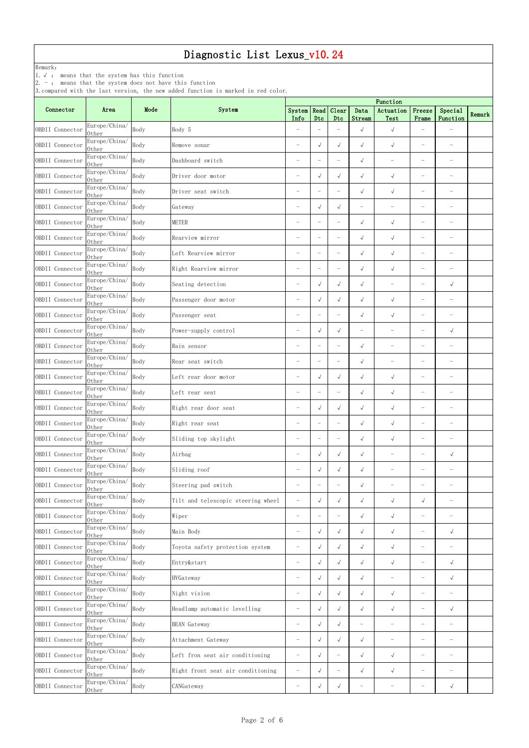# Diagnostic List Lexus_v10.24

Remark:
1. √ : means that the system has this function
2. － : means that the system does not have this function
3. compared with the last version, the new added function is marked in red color.

| Connector | Area | Mode | System | Function | | | | | | | Remark |
|---|---|---|---|---|---|---|---|---|---|---|---|
| | | | | System Info | Read Dtc | Clear Dtc | Data Stream | Actuation Test | Freeze Frame | Special Function | |
| OBDII Connector | Europe/China/Other | Body | Body 5 | － | － | － | √ | √ | － | － | |
| OBDII Connector | Europe/China/Other | Body | Remove sonar | － | √ | √ | √ | √ | － | － | |
| OBDII Connector | Europe/China/Other | Body | Dashboard switch | － | － | － | √ | － | － | － | |
| OBDII Connector | Europe/China/Other | Body | Driver door motor | － | √ | √ | √ | √ | － | － | |
| OBDII Connector | Europe/China/Other | Body | Driver seat switch | － | － | － | √ | √ | － | － | |
| OBDII Connector | Europe/China/Other | Body | Gateway | － | √ | √ | － | － | － | － | |
| OBDII Connector | Europe/China/Other | Body | METER | － | － | － | √ | √ | － | － | |
| OBDII Connector | Europe/China/Other | Body | Rearview mirror | － | － | － | √ | √ | － | － | |
| OBDII Connector | Europe/China/Other | Body | Left Rearview mirror | － | － | － | √ | √ | － | － | |
| OBDII Connector | Europe/China/Other | Body | Right Rearview mirror | － | － | － | √ | √ | － | － | |
| OBDII Connector | Europe/China/Other | Body | Seating detection | － | √ | √ | √ | － | － | √ | |
| OBDII Connector | Europe/China/Other | Body | Passenger door motor | － | √ | √ | √ | √ | － | － | |
| OBDII Connector | Europe/China/Other | Body | Passenger seat | － | － | － | √ | √ | － | － | |
| OBDII Connector | Europe/China/Other | Body | Power-supply control | － | √ | √ | － | － | － | √ | |
| OBDII Connector | Europe/China/Other | Body | Rain sensor | － | － | － | √ | － | － | － | |
| OBDII Connector | Europe/China/Other | Body | Rear seat switch | － | － | － | √ | － | － | － | |
| OBDII Connector | Europe/China/Other | Body | Left rear door motor | － | √ | √ | √ | √ | － | － | |
| OBDII Connector | Europe/China/Other | Body | Left rear seat | － | － | － | √ | √ | － | － | |
| OBDII Connector | Europe/China/Other | Body | Right rear door seat | － | √ | √ | √ | √ | － | － | |
| OBDII Connector | Europe/China/Other | Body | Right rear seat | － | － | － | √ | √ | － | － | |
| OBDII Connector | Europe/China/Other | Body | Sliding top skylight | － | － | － | √ | √ | － | － | |
| OBDII Connector | Europe/China/Other | Body | Airbag | － | √ | √ | √ | － | － | √ | |
| OBDII Connector | Europe/China/Other | Body | Sliding roof | － | √ | √ | √ | － | － | － | |
| OBDII Connector | Europe/China/Other | Body | Steering pad switch | － | － | － | √ | － | － | － | |
| OBDII Connector | Europe/China/Other | Body | Tilt and telescopic steering wheel | － | √ | √ | √ | √ | √ | － | |
| OBDII Connector | Europe/China/Other | Body | Wiper | － | － | － | √ | √ | － | － | |
| OBDII Connector | Europe/China/Other | Body | Main Body | － | √ | √ | √ | √ | － | √ | |
| OBDII Connector | Europe/China/Other | Body | Toyota safety protection system | － | √ | √ | √ | √ | － | － | |
| OBDII Connector | Europe/China/Other | Body | Entry&start | － | √ | √ | √ | √ | － | √ | |
| OBDII Connector | Europe/China/Other | Body | HVGateway | － | √ | √ | √ | － | － | √ | |
| OBDII Connector | Europe/China/Other | Body | Night vision | － | √ | √ | √ | √ | － | － | |
| OBDII Connector | Europe/China/Other | Body | Headlamp automatic levelling | － | √ | √ | √ | √ | － | √ | |
| OBDII Connector | Europe/China/Other | Body | BEAN Gateway | － | √ | √ | － | － | － | － | |
| OBDII Connector | Europe/China/Other | Body | Attachment Gateway | － | √ | √ | √ | － | － | － | |
| OBDII Connector | Europe/China/Other | Body | Left fron seat air conditioning | － | √ | － | √ | √ | － | － | |
| OBDII Connector | Europe/China/Other | Body | Right front seat air conditioning | － | √ | － | √ | √ | － | － | |
| OBDII Connector | Europe/China/Other | Body | CANGateway | － | √ | √ | － | － | － | √ | |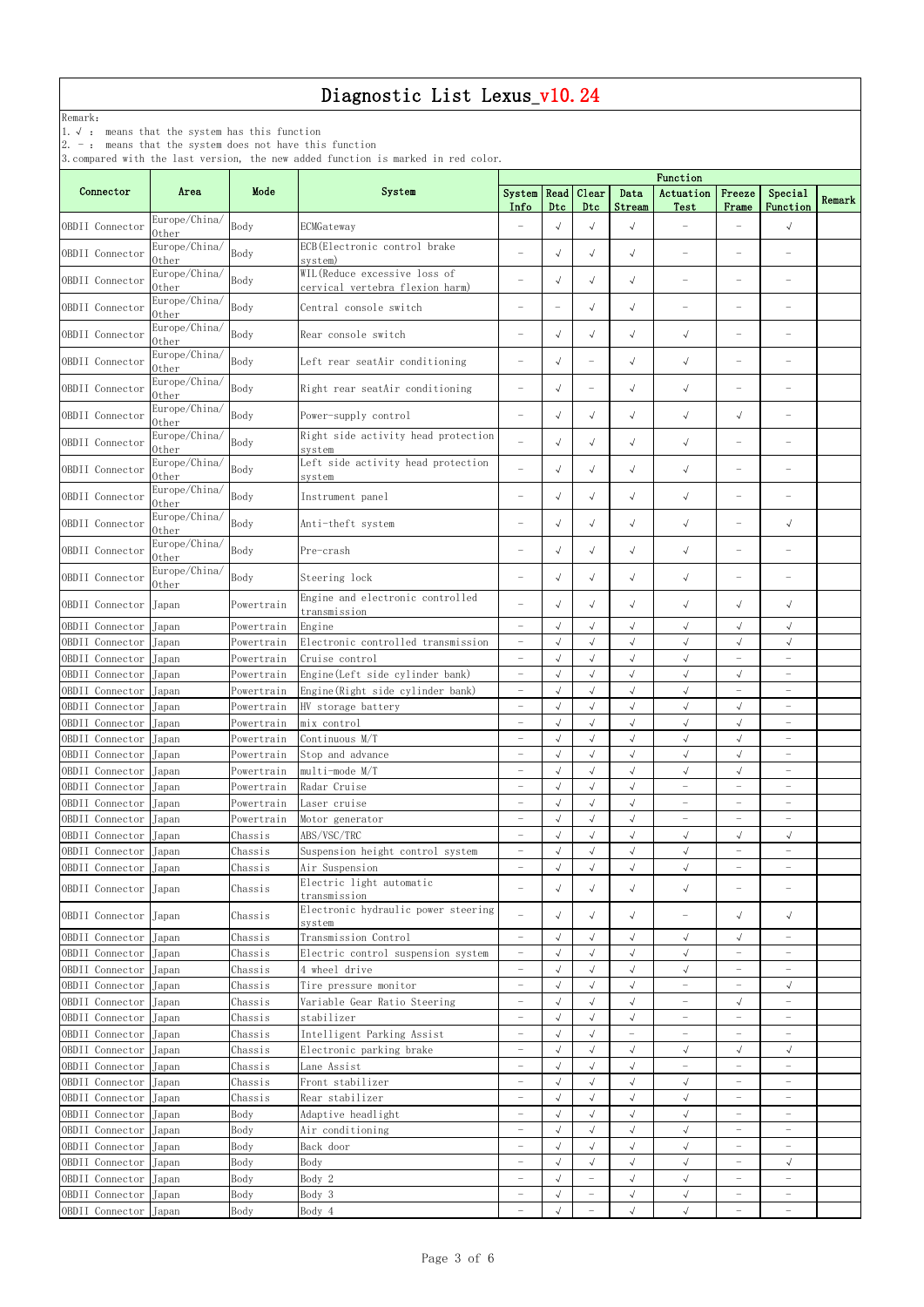# Diagnostic List Lexus_v10.24

Remark:
1. √ : means that the system has this function
2. － : means that the system does not have this function
3. compared with the last version, the new added function is marked in red color.

| Connector | Area | Mode | System | Function | | | | | | | Remark |
|---|---|---|---|---|---|---|---|---|---|---|---|
| | | | | System Info | Read Dtc | Clear Dtc | Data Stream | Actuation Test | Freeze Frame | Special Function | |
| OBDII Connector | Europe/China/Other | Body | ECMGateway | － | √ | √ | √ | － | － | √ | |
| OBDII Connector | Europe/China/Other | Body | ECB(Electronic control brake system) | － | √ | √ | √ | － | － | － | |
| OBDII Connector | Europe/China/Other | Body | WIL(Reduce excessive loss of cervical vertebra flexion harm) | － | √ | √ | √ | － | － | － | |
| OBDII Connector | Europe/China/Other | Body | Central console switch | － | － | √ | √ | － | － | － | |
| OBDII Connector | Europe/China/Other | Body | Rear console switch | － | √ | √ | √ | √ | － | － | |
| OBDII Connector | Europe/China/Other | Body | Left rear seatAir conditioning | － | √ | － | √ | √ | － | － | |
| OBDII Connector | Europe/China/Other | Body | Right rear seatAir conditioning | － | √ | － | √ | √ | － | － | |
| OBDII Connector | Europe/China/Other | Body | Power-supply control | － | √ | √ | √ | √ | √ | － | |
| OBDII Connector | Europe/China/Other | Body | Right side activity head protection system | － | √ | √ | √ | √ | － | － | |
| OBDII Connector | Europe/China/Other | Body | Left side activity head protection system | － | √ | √ | √ | √ | － | － | |
| OBDII Connector | Europe/China/Other | Body | Instrument panel | － | √ | √ | √ | √ | － | － | |
| OBDII Connector | Europe/China/Other | Body | Anti-theft system | － | √ | √ | √ | √ | － | √ | |
| OBDII Connector | Europe/China/Other | Body | Pre-crash | － | √ | √ | √ | √ | － | － | |
| OBDII Connector | Europe/China/Other | Body | Steering lock | － | √ | √ | √ | √ | － | － | |
| OBDII Connector | Japan | Powertrain | Engine and electronic controlled transmission | － | √ | √ | √ | √ | √ | √ | |
| OBDII Connector | Japan | Powertrain | Engine | － | √ | √ | √ | √ | √ | √ | |
| OBDII Connector | Japan | Powertrain | Electronic controlled transmission | － | √ | √ | √ | √ | √ | √ | |
| OBDII Connector | Japan | Powertrain | Cruise control | － | √ | √ | √ | √ | － | － | |
| OBDII Connector | Japan | Powertrain | Engine(Left side cylinder bank) | － | √ | √ | √ | √ | √ | － | |
| OBDII Connector | Japan | Powertrain | Engine(Right side cylinder bank) | － | √ | √ | √ | √ | － | － | |
| OBDII Connector | Japan | Powertrain | HV storage battery | － | √ | √ | √ | √ | √ | － | |
| OBDII Connector | Japan | Powertrain | mix control | － | √ | √ | √ | √ | √ | － | |
| OBDII Connector | Japan | Powertrain | Continuous M/T | － | √ | √ | √ | √ | √ | － | |
| OBDII Connector | Japan | Powertrain | Stop and advance | － | √ | √ | √ | √ | √ | － | |
| OBDII Connector | Japan | Powertrain | multi-mode M/T | － | √ | √ | √ | √ | √ | － | |
| OBDII Connector | Japan | Powertrain | Radar Cruise | － | √ | √ | √ | － | － | － | |
| OBDII Connector | Japan | Powertrain | Laser cruise | － | √ | √ | √ | － | － | － | |
| OBDII Connector | Japan | Powertrain | Motor generator | － | √ | √ | √ | － | － | － | |
| OBDII Connector | Japan | Chassis | ABS/VSC/TRC | － | √ | √ | √ | √ | √ | √ | |
| OBDII Connector | Japan | Chassis | Suspension height control system | － | √ | √ | √ | √ | － | － | |
| OBDII Connector | Japan | Chassis | Air Suspension | － | √ | √ | √ | √ | － | － | |
| OBDII Connector | Japan | Chassis | Electric light automatic transmission | － | √ | √ | √ | √ | － | － | |
| OBDII Connector | Japan | Chassis | Electronic hydraulic power steering system | － | √ | √ | √ | － | √ | √ | |
| OBDII Connector | Japan | Chassis | Transmission Control | － | √ | √ | √ | √ | √ | － | |
| OBDII Connector | Japan | Chassis | Electric control suspension system | － | √ | √ | √ | √ | － | － | |
| OBDII Connector | Japan | Chassis | 4 wheel drive | － | √ | √ | √ | √ | － | － | |
| OBDII Connector | Japan | Chassis | Tire pressure monitor | － | √ | √ | √ | － | － | √ | |
| OBDII Connector | Japan | Chassis | Variable Gear Ratio Steering | － | √ | √ | √ | － | √ | － | |
| OBDII Connector | Japan | Chassis | stabilizer | － | √ | √ | √ | － | － | － | |
| OBDII Connector | Japan | Chassis | Intelligent Parking Assist | － | √ | √ | － | － | － | － | |
| OBDII Connector | Japan | Chassis | Electronic parking brake | － | √ | √ | √ | √ | √ | √ | |
| OBDII Connector | Japan | Chassis | Lane Assist | － | √ | √ | √ | － | － | － | |
| OBDII Connector | Japan | Chassis | Front stabilizer | － | √ | √ | √ | √ | － | － | |
| OBDII Connector | Japan | Chassis | Rear stabilizer | － | √ | √ | √ | √ | － | － | |
| OBDII Connector | Japan | Body | Adaptive headlight | － | √ | √ | √ | √ | － | － | |
| OBDII Connector | Japan | Body | Air conditioning | － | √ | √ | √ | √ | － | － | |
| OBDII Connector | Japan | Body | Back door | － | √ | √ | √ | √ | － | － | |
| OBDII Connector | Japan | Body | Body | － | √ | √ | √ | √ | － | √ | |
| OBDII Connector | Japan | Body | Body 2 | － | √ | － | √ | √ | － | － | |
| OBDII Connector | Japan | Body | Body 3 | － | √ | － | √ | √ | － | － | |
| OBDII Connector | Japan | Body | Body 4 | － | √ | － | √ | √ | － | － | |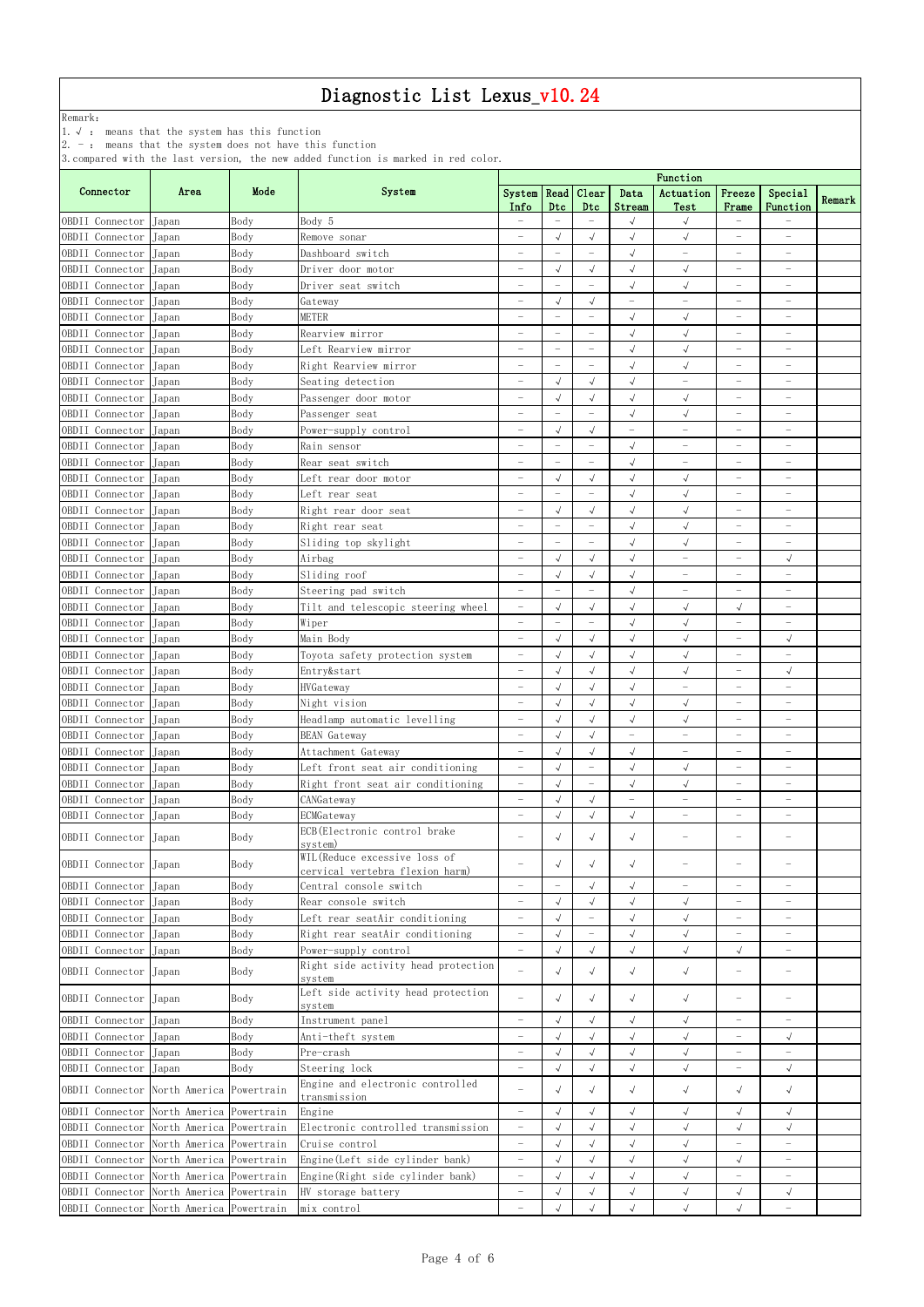# Diagnostic List Lexus_v10.24

Remark:
1. √ : means that the system has this function
2. － : means that the system does not have this function
3. compared with the last version, the new added function is marked in red color.

| Connector | Area | Mode | System | Function | | | | | | | Remark |
|---|---|---|---|---|---|---|---|---|---|---|---|
| | | | | System Info | Read Dtc | Clear Dtc | Data Stream | Actuation Test | Freeze Frame | Special Function | |
| OBDII Connector | Japan | Body | Body 5 | － | － | － | √ | √ | － | － | |
| OBDII Connector | Japan | Body | Remove sonar | － | √ | √ | √ | √ | － | － | |
| OBDII Connector | Japan | Body | Dashboard switch | － | － | － | √ | － | － | － | |
| OBDII Connector | Japan | Body | Driver door motor | － | √ | √ | √ | √ | － | － | |
| OBDII Connector | Japan | Body | Driver seat switch | － | － | － | √ | √ | － | － | |
| OBDII Connector | Japan | Body | Gateway | － | √ | √ | － | － | － | － | |
| OBDII Connector | Japan | Body | METER | － | － | － | √ | √ | － | － | |
| OBDII Connector | Japan | Body | Rearview mirror | － | － | － | √ | √ | － | － | |
| OBDII Connector | Japan | Body | Left Rearview mirror | － | － | － | √ | √ | － | － | |
| OBDII Connector | Japan | Body | Right Rearview mirror | － | － | － | √ | √ | － | － | |
| OBDII Connector | Japan | Body | Seating detection | － | √ | √ | √ | － | － | － | |
| OBDII Connector | Japan | Body | Passenger door motor | － | √ | √ | √ | √ | － | － | |
| OBDII Connector | Japan | Body | Passenger seat | － | － | － | √ | √ | － | － | |
| OBDII Connector | Japan | Body | Power-supply control | － | √ | √ | － | － | － | － | |
| OBDII Connector | Japan | Body | Rain sensor | － | － | － | √ | － | － | － | |
| OBDII Connector | Japan | Body | Rear seat switch | － | － | － | √ | － | － | － | |
| OBDII Connector | Japan | Body | Left rear door motor | － | √ | √ | √ | √ | － | － | |
| OBDII Connector | Japan | Body | Left rear seat | － | － | － | √ | √ | － | － | |
| OBDII Connector | Japan | Body | Right rear door seat | － | √ | √ | √ | √ | － | － | |
| OBDII Connector | Japan | Body | Right rear seat | － | － | － | √ | √ | － | － | |
| OBDII Connector | Japan | Body | Sliding top skylight | － | － | － | √ | √ | － | － | |
| OBDII Connector | Japan | Body | Airbag | － | √ | √ | √ | － | － | √ | |
| OBDII Connector | Japan | Body | Sliding roof | － | √ | √ | √ | － | － | － | |
| OBDII Connector | Japan | Body | Steering pad switch | － | － | － | √ | － | － | － | |
| OBDII Connector | Japan | Body | Tilt and telescopic steering wheel | － | √ | √ | √ | √ | √ | － | |
| OBDII Connector | Japan | Body | Wiper | － | － | － | √ | √ | － | － | |
| OBDII Connector | Japan | Body | Main Body | － | √ | √ | √ | √ | － | √ | |
| OBDII Connector | Japan | Body | Toyota safety protection system | － | √ | √ | √ | √ | － | － | |
| OBDII Connector | Japan | Body | Entry&start | － | √ | √ | √ | √ | － | √ | |
| OBDII Connector | Japan | Body | HVGateway | － | √ | √ | √ | － | － | － | |
| OBDII Connector | Japan | Body | Night vision | － | √ | √ | √ | √ | － | － | |
| OBDII Connector | Japan | Body | Headlamp automatic levelling | － | √ | √ | √ | √ | － | － | |
| OBDII Connector | Japan | Body | BEAN Gateway | － | √ | √ | － | － | － | － | |
| OBDII Connector | Japan | Body | Attachment Gateway | － | √ | √ | √ | － | － | － | |
| OBDII Connector | Japan | Body | Left front seat air conditioning | － | √ | － | √ | √ | － | － | |
| OBDII Connector | Japan | Body | Right front seat air conditioning | － | √ | － | √ | √ | － | － | |
| OBDII Connector | Japan | Body | CANGateway | － | √ | √ | － | － | － | － | |
| OBDII Connector | Japan | Body | ECMGateway | － | √ | √ | √ | － | － | － | |
| OBDII Connector | Japan | Body | ECB(Electronic control brake system) | － | √ | √ | √ | － | － | － | |
| OBDII Connector | Japan | Body | WIL(Reduce excessive loss of cervical vertebra flexion harm) | － | √ | √ | √ | － | － | － | |
| OBDII Connector | Japan | Body | Central console switch | － | － | √ | √ | － | － | － | |
| OBDII Connector | Japan | Body | Rear console switch | － | √ | √ | √ | √ | － | － | |
| OBDII Connector | Japan | Body | Left rear seatAir conditioning | － | √ | － | √ | √ | － | － | |
| OBDII Connector | Japan | Body | Right rear seatAir conditioning | － | √ | － | √ | √ | － | － | |
| OBDII Connector | Japan | Body | Power-supply control | － | √ | √ | √ | √ | √ | － | |
| OBDII Connector | Japan | Body | Right side activity head protection system | － | √ | √ | √ | √ | － | － | |
| OBDII Connector | Japan | Body | Left side activity head protection system | － | √ | √ | √ | √ | － | － | |
| OBDII Connector | Japan | Body | Instrument panel | － | √ | √ | √ | √ | － | － | |
| OBDII Connector | Japan | Body | Anti-theft system | － | √ | √ | √ | √ | － | √ | |
| OBDII Connector | Japan | Body | Pre-crash | － | √ | √ | √ | √ | － | － | |
| OBDII Connector | Japan | Body | Steering lock | － | √ | √ | √ | √ | － | √ | |
| OBDII Connector | North America | Powertrain | Engine and electronic controlled transmission | － | √ | √ | √ | √ | √ | √ | |
| OBDII Connector | North America | Powertrain | Engine | － | √ | √ | √ | √ | √ | √ | |
| OBDII Connector | North America | Powertrain | Electronic controlled transmission | － | √ | √ | √ | √ | √ | √ | |
| OBDII Connector | North America | Powertrain | Cruise control | － | √ | √ | √ | √ | － | － | |
| OBDII Connector | North America | Powertrain | Engine(Left side cylinder bank) | － | √ | √ | √ | √ | √ | － | |
| OBDII Connector | North America | Powertrain | Engine(Right side cylinder bank) | － | √ | √ | √ | √ | － | － | |
| OBDII Connector | North America | Powertrain | HV storage battery | － | √ | √ | √ | √ | √ | √ | |
| OBDII Connector | North America | Powertrain | mix control | － | √ | √ | √ | √ | √ | － | |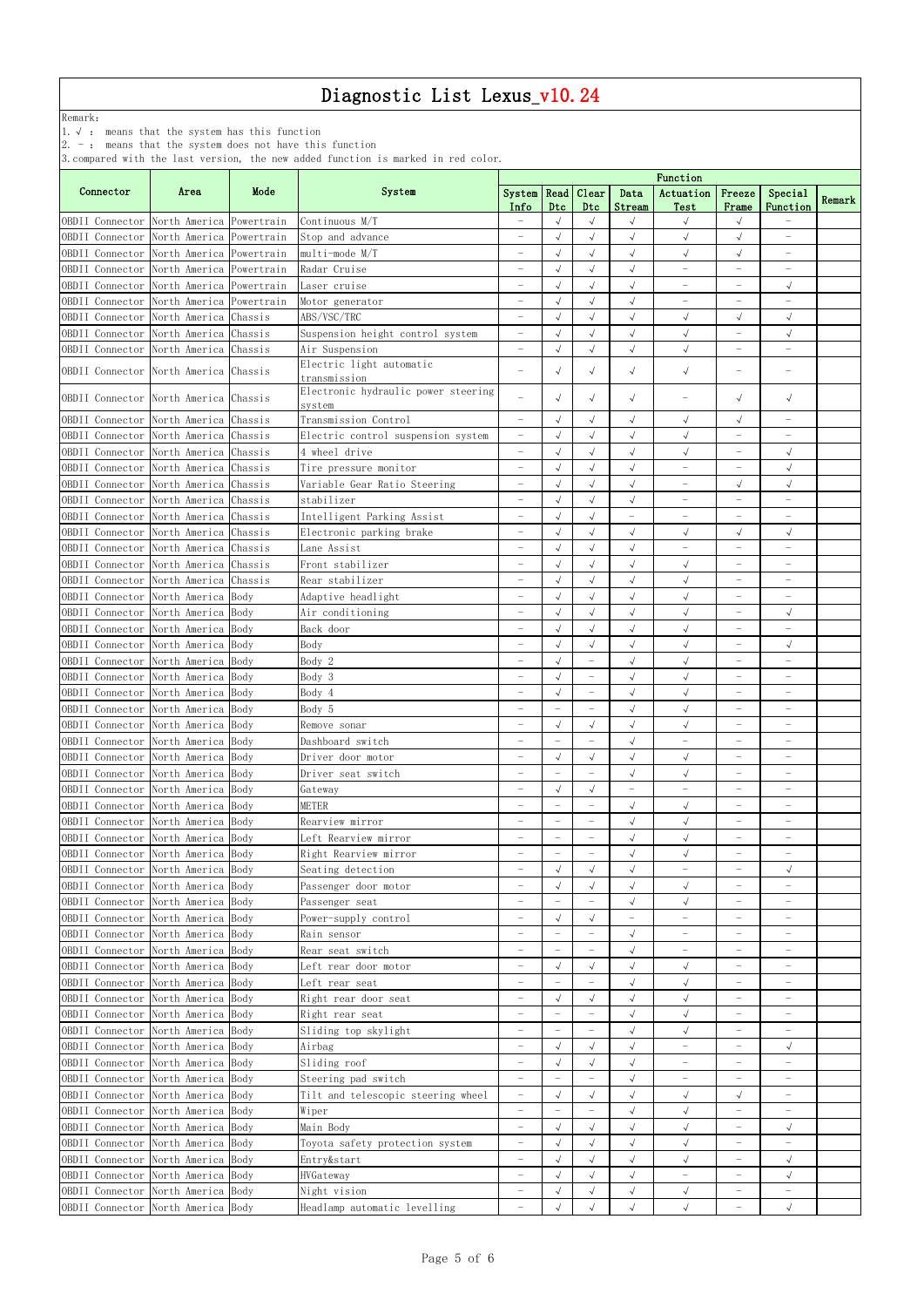# Diagnostic List Lexus_v10.24

Remark:
1. √ : means that the system has this function
2. - : means that the system does not have this function
3. compared with the last version, the new added function is marked in red color.

| Connector | Area | Mode | System | Function | | | | | | | Remark |
|---|---|---|---|---|---|---|---|---|---|---|---|
| | | | | System Info | Read Dtc | Clear Dtc | Data Stream | Actuation Test | Freeze Frame | Special Function | |
| OBDII Connector | North America | Powertrain | Continuous M/T | - | √ | √ | √ | √ | √ | - | |
| OBDII Connector | North America | Powertrain | Stop and advance | - | √ | √ | √ | √ | √ | - | |
| OBDII Connector | North America | Powertrain | multi-mode M/T | - | √ | √ | √ | √ | √ | - | |
| OBDII Connector | North America | Powertrain | Radar Cruise | - | √ | √ | √ | - | - | - | |
| OBDII Connector | North America | Powertrain | Laser cruise | - | √ | √ | √ | - | - | √ | |
| OBDII Connector | North America | Powertrain | Motor generator | - | √ | √ | √ | - | - | - | |
| OBDII Connector | North America | Chassis | ABS/VSC/TRC | - | √ | √ | √ | √ | √ | √ | |
| OBDII Connector | North America | Chassis | Suspension height control system | - | √ | √ | √ | √ | - | √ | |
| OBDII Connector | North America | Chassis | Air Suspension | - | √ | √ | √ | √ | - | - | |
| OBDII Connector | North America | Chassis | Electric light automatic transmission | - | √ | √ | √ | √ | - | - | |
| OBDII Connector | North America | Chassis | Electronic hydraulic power steering system | - | √ | √ | √ | - | √ | √ | |
| OBDII Connector | North America | Chassis | Transmission Control | - | √ | √ | √ | √ | √ | - | |
| OBDII Connector | North America | Chassis | Electric control suspension system | - | √ | √ | √ | √ | - | - | |
| OBDII Connector | North America | Chassis | 4 wheel drive | - | √ | √ | √ | √ | - | √ | |
| OBDII Connector | North America | Chassis | Tire pressure monitor | - | √ | √ | √ | - | - | √ | |
| OBDII Connector | North America | Chassis | Variable Gear Ratio Steering | - | √ | √ | √ | - | √ | √ | |
| OBDII Connector | North America | Chassis | stabilizer | - | √ | √ | √ | - | - | - | |
| OBDII Connector | North America | Chassis | Intelligent Parking Assist | - | √ | √ | - | - | - | - | |
| OBDII Connector | North America | Chassis | Electronic parking brake | - | √ | √ | √ | √ | √ | √ | |
| OBDII Connector | North America | Chassis | Lane Assist | - | √ | √ | √ | - | - | - | |
| OBDII Connector | North America | Chassis | Front stabilizer | - | √ | √ | √ | √ | - | - | |
| OBDII Connector | North America | Chassis | Rear stabilizer | - | √ | √ | √ | √ | - | - | |
| OBDII Connector | North America | Body | Adaptive headlight | - | √ | √ | √ | √ | - | - | |
| OBDII Connector | North America | Body | Air conditioning | - | √ | √ | √ | √ | - | √ | |
| OBDII Connector | North America | Body | Back door | - | √ | √ | √ | √ | - | - | |
| OBDII Connector | North America | Body | Body | - | √ | √ | √ | √ | - | √ | |
| OBDII Connector | North America | Body | Body 2 | - | √ | - | √ | √ | - | - | |
| OBDII Connector | North America | Body | Body 3 | - | √ | - | √ | √ | - | - | |
| OBDII Connector | North America | Body | Body 4 | - | √ | - | √ | √ | - | - | |
| OBDII Connector | North America | Body | Body 5 | - | - | - | √ | √ | - | - | |
| OBDII Connector | North America | Body | Remove sonar | - | √ | √ | √ | √ | - | - | |
| OBDII Connector | North America | Body | Dashboard switch | - | - | - | √ | - | - | - | |
| OBDII Connector | North America | Body | Driver door motor | - | √ | √ | √ | √ | - | - | |
| OBDII Connector | North America | Body | Driver seat switch | - | - | - | √ | √ | - | - | |
| OBDII Connector | North America | Body | Gateway | - | √ | √ | - | - | - | - | |
| OBDII Connector | North America | Body | METER | - | - | - | √ | √ | - | - | |
| OBDII Connector | North America | Body | Rearview mirror | - | - | - | √ | √ | - | - | |
| OBDII Connector | North America | Body | Left Rearview mirror | - | - | - | √ | √ | - | - | |
| OBDII Connector | North America | Body | Right Rearview mirror | - | - | - | √ | √ | - | - | |
| OBDII Connector | North America | Body | Seating detection | - | √ | √ | √ | - | - | √ | |
| OBDII Connector | North America | Body | Passenger door motor | - | √ | √ | √ | √ | - | - | |
| OBDII Connector | North America | Body | Passenger seat | - | - | - | √ | √ | - | - | |
| OBDII Connector | North America | Body | Power-supply control | - | √ | √ | - | - | - | - | |
| OBDII Connector | North America | Body | Rain sensor | - | - | - | √ | - | - | - | |
| OBDII Connector | North America | Body | Rear seat switch | - | - | - | √ | - | - | - | |
| OBDII Connector | North America | Body | Left rear door motor | - | √ | √ | √ | √ | - | - | |
| OBDII Connector | North America | Body | Left rear seat | - | - | - | √ | √ | - | - | |
| OBDII Connector | North America | Body | Right rear door seat | - | √ | √ | √ | √ | - | - | |
| OBDII Connector | North America | Body | Right rear seat | - | - | - | √ | √ | - | - | |
| OBDII Connector | North America | Body | Sliding top skylight | - | - | - | √ | √ | - | - | |
| OBDII Connector | North America | Body | Airbag | - | √ | √ | √ | - | - | √ | |
| OBDII Connector | North America | Body | Sliding roof | - | √ | √ | √ | - | - | - | |
| OBDII Connector | North America | Body | Steering pad switch | - | - | - | √ | - | - | - | |
| OBDII Connector | North America | Body | Tilt and telescopic steering wheel | - | √ | √ | √ | √ | √ | - | |
| OBDII Connector | North America | Body | Wiper | - | - | - | √ | √ | - | - | |
| OBDII Connector | North America | Body | Main Body | - | √ | √ | √ | √ | - | √ | |
| OBDII Connector | North America | Body | Toyota safety protection system | - | √ | √ | √ | √ | - | - | |
| OBDII Connector | North America | Body | Entry&start | - | √ | √ | √ | √ | - | √ | |
| OBDII Connector | North America | Body | HVGateway | - | √ | √ | √ | - | - | √ | |
| OBDII Connector | North America | Body | Night vision | - | √ | √ | √ | √ | - | - | |
| OBDII Connector | North America | Body | Headlamp automatic levelling | - | √ | √ | √ | √ | - | √ | |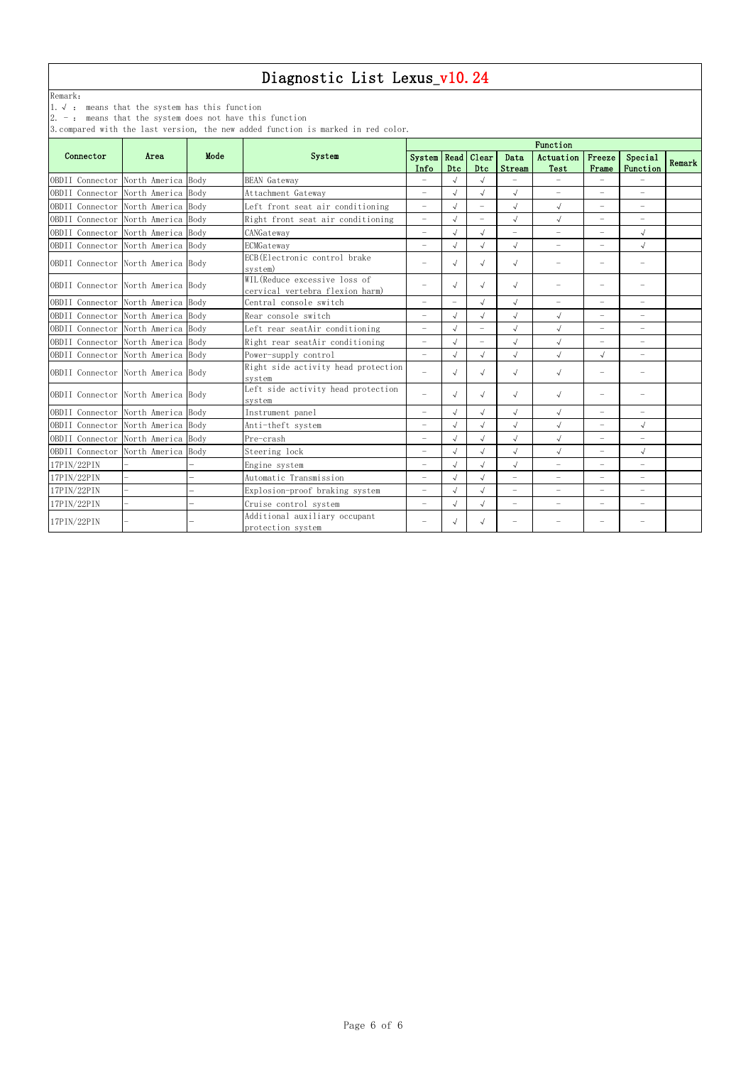# Diagnostic List Lexus_v10.24

Remark:
1. √ : means that the system has this function
2. – : means that the system does not have this function
3. compared with the last version, the new added function is marked in red color.

| Connector | Area | Mode | System | Function | | | | | | | Remark |
|---|---|---|---|---|---|---|---|---|---|---|---|
| | | | | System Info | Read Dtc | Clear Dtc | Data Stream | Actuation Test | Freeze Frame | Special Function | |
| OBDII Connector | North America | Body | BEAN Gateway | – | √ | √ | – | – | – | – | |
| OBDII Connector | North America | Body | Attachment Gateway | – | √ | √ | √ | – | – | – | |
| OBDII Connector | North America | Body | Left front seat air conditioning | – | √ | – | √ | √ | – | – | |
| OBDII Connector | North America | Body | Right front seat air conditioning | – | √ | – | √ | √ | – | – | |
| OBDII Connector | North America | Body | CANGateway | – | √ | √ | – | – | – | √ | |
| OBDII Connector | North America | Body | ECMGateway | – | √ | √ | √ | – | – | √ | |
| OBDII Connector | North America | Body | ECB(Electronic control brake system) | – | √ | √ | √ | – | – | – | |
| OBDII Connector | North America | Body | WIL(Reduce excessive loss of cervical vertebra flexion harm) | – | √ | √ | √ | – | – | – | |
| OBDII Connector | North America | Body | Central console switch | – | – | √ | √ | – | – | – | |
| OBDII Connector | North America | Body | Rear console switch | – | √ | √ | √ | √ | – | – | |
| OBDII Connector | North America | Body | Left rear seatAir conditioning | – | √ | – | √ | √ | – | – | |
| OBDII Connector | North America | Body | Right rear seatAir conditioning | – | √ | – | √ | √ | – | – | |
| OBDII Connector | North America | Body | Power-supply control | – | √ | √ | √ | √ | √ | – | |
| OBDII Connector | North America | Body | Right side activity head protection system | – | √ | √ | √ | √ | – | – | |
| OBDII Connector | North America | Body | Left side activity head protection system | – | √ | √ | √ | √ | – | – | |
| OBDII Connector | North America | Body | Instrument panel | – | √ | √ | √ | √ | – | – | |
| OBDII Connector | North America | Body | Anti-theft system | – | √ | √ | √ | √ | – | √ | |
| OBDII Connector | North America | Body | Pre-crash | – | √ | √ | √ | √ | – | – | |
| OBDII Connector | North America | Body | Steering lock | – | √ | √ | √ | √ | – | √ | |
| 17PIN/22PIN | – | – | Engine system | – | √ | √ | √ | – | – | – | |
| 17PIN/22PIN | – | – | Automatic Transmission | – | √ | √ | – | – | – | – | |
| 17PIN/22PIN | – | – | Explosion-proof braking system | – | √ | √ | – | – | – | – | |
| 17PIN/22PIN | – | – | Cruise control system | – | √ | √ | – | – | – | – | |
| 17PIN/22PIN | – | – | Additional auxiliary occupant protection system | – | √ | √ | – | – | – | – | |